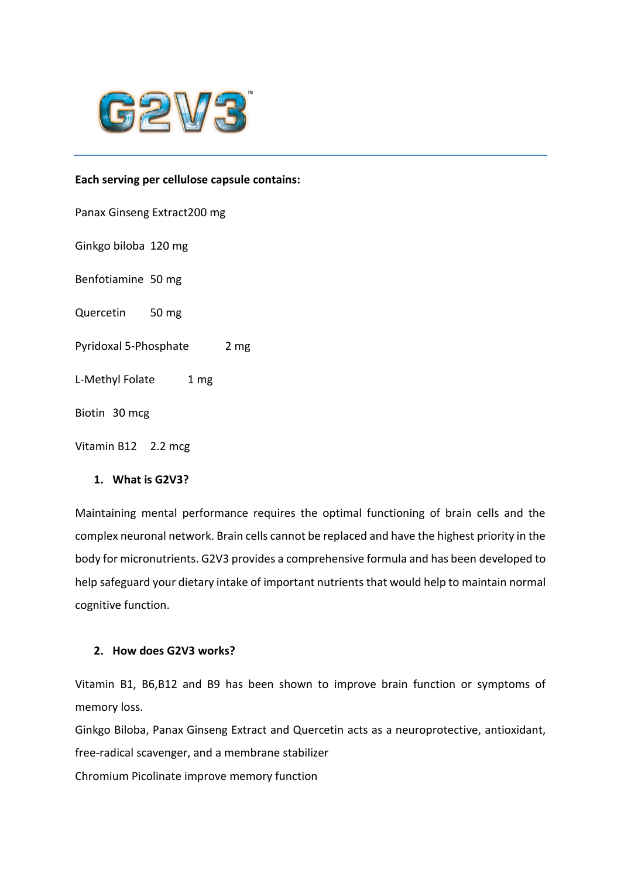# G2V3™

**Each serving per cellulose capsule contains:**

Panax Ginseng Extract200 mg

Ginkgo biloba 120 mg

Benfotiamine 50 mg

Quercetin 50 mg

Pyridoxal 5-Phosphate 2 mg

L-Methyl Folate 1 mg

Biotin 30 mcg

Vitamin B12 2.2 mcg

## 1. What is G2V3?

Maintaining mental performance requires the optimal functioning of brain cells and the complex neuronal network. Brain cells cannot be replaced and have the highest priority in the body for micronutrients. G2V3 provides a comprehensive formula and has been developed to help safeguard your dietary intake of important nutrients that would help to maintain normal cognitive function.

## 2. How does G2V3 works?

Vitamin B1, B6,B12 and B9 has been shown to improve brain function or symptoms of memory loss.

Ginkgo Biloba, Panax Ginseng Extract and Quercetin acts as a neuroprotective, antioxidant, free-radical scavenger, and a membrane stabilizer

Chromium Picolinate improve memory function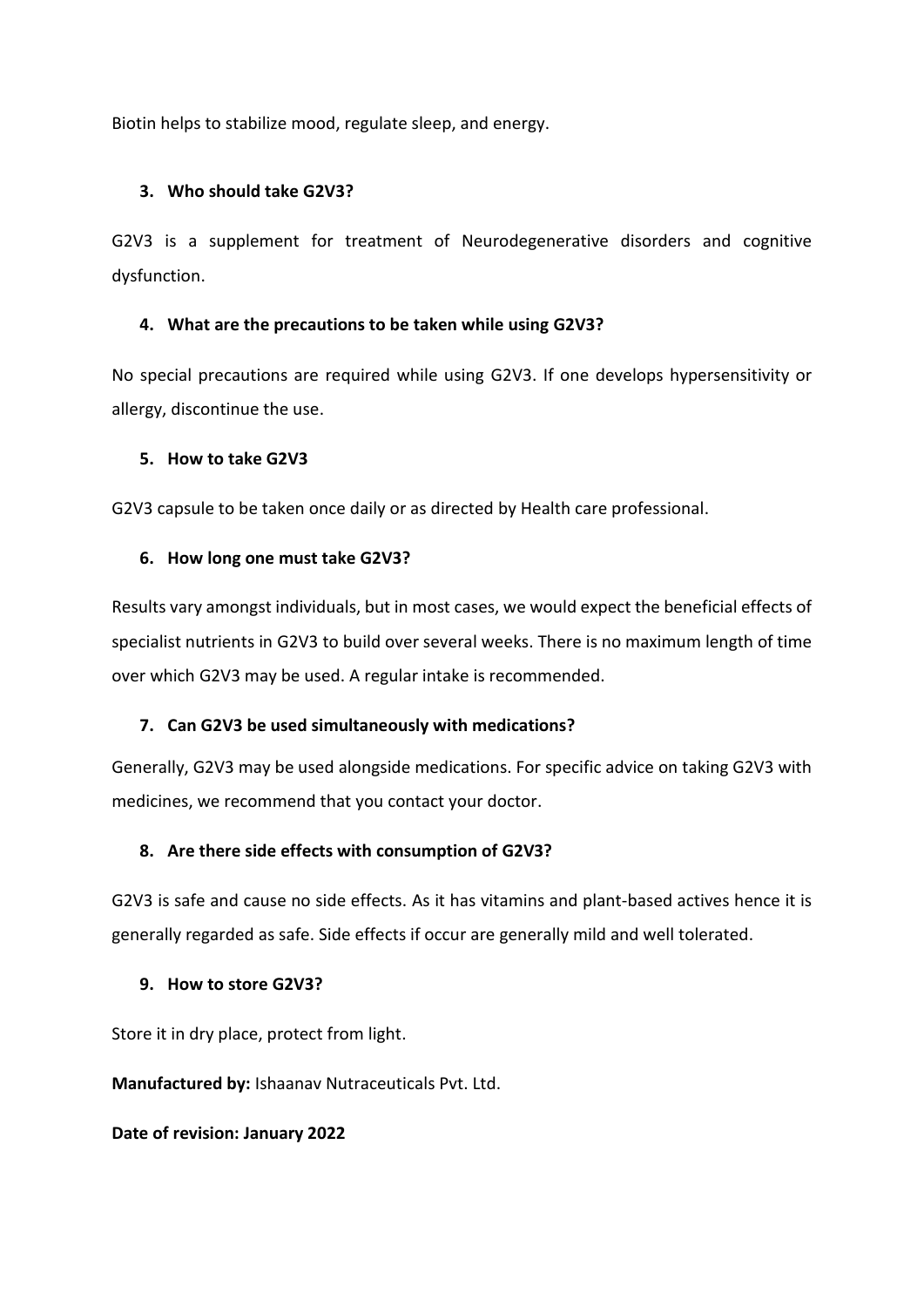Biotin helps to stabilize mood, regulate sleep, and energy.

### 3. Who should take G2V3?

G2V3 is a supplement for treatment of Neurodegenerative disorders and cognitive dysfunction.

### 4. What are the precautions to be taken while using G2V3?

No special precautions are required while using G2V3. If one develops hypersensitivity or allergy, discontinue the use.

### 5. How to take G2V3

G2V3 capsule to be taken once daily or as directed by Health care professional.

### 6. How long one must take G2V3?

Results vary amongst individuals, but in most cases, we would expect the beneficial effects of specialist nutrients in G2V3 to build over several weeks. There is no maximum length of time over which G2V3 may be used. A regular intake is recommended.

### 7. Can G2V3 be used simultaneously with medications?

Generally, G2V3 may be used alongside medications. For specific advice on taking G2V3 with medicines, we recommend that you contact your doctor.

### 8. Are there side effects with consumption of G2V3?

G2V3 is safe and cause no side effects. As it has vitamins and plant-based actives hence it is generally regarded as safe. Side effects if occur are generally mild and well tolerated.

### 9. How to store G2V3?

Store it in dry place, protect from light.

**Manufactured by:** Ishaanav Nutraceuticals Pvt. Ltd.

**Date of revision: January 2022**